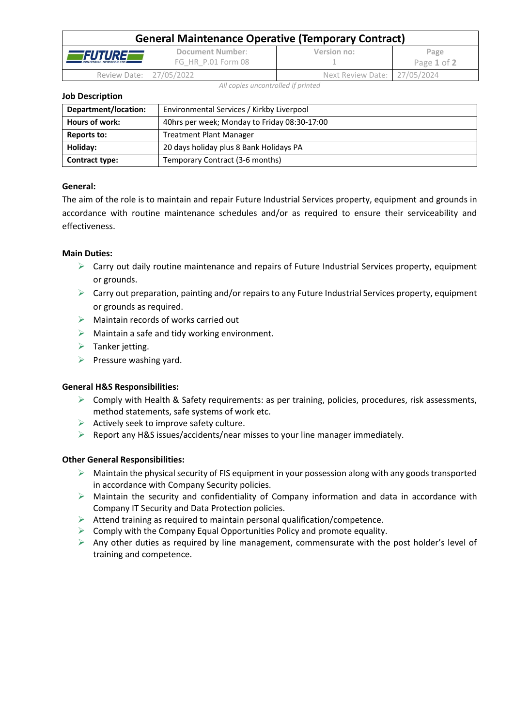# General Maintenance Operative (Temporary Contract)

| FUTURE INDUSTRIAL SERVICES LTD | Document Number: FG_HR_P.01 Form 08 | Version no: 1 |
|---|---|---|
| Review Date: 27/05/2022 | | Next Review Date: 27/05/2024 |

*All copies uncontrolled if printed*

**Job Description**

| **Department/location:** | Environmental Services / Kirkby Liverpool |
|---|---|
| **Hours of work:** | 40hrs per week; Monday to Friday 08:30-17:00 |
| **Reports to:** | Treatment Plant Manager |
| **Holiday:** | 20 days holiday plus 8 Bank Holidays PA |
| **Contract type:** | Temporary Contract (3-6 months) |

**General:**

The aim of the role is to maintain and repair Future Industrial Services property, equipment and grounds in accordance with routine maintenance schedules and/or as required to ensure their serviceability and effectiveness.

**Main Duties:**

- Carry out daily routine maintenance and repairs of Future Industrial Services property, equipment or grounds.
- Carry out preparation, painting and/or repairs to any Future Industrial Services property, equipment or grounds as required.
- Maintain records of works carried out
- Maintain a safe and tidy working environment.
- Tanker jetting.
- Pressure washing yard.

**General H&S Responsibilities:**

- Comply with Health & Safety requirements: as per training, policies, procedures, risk assessments, method statements, safe systems of work etc.
- Actively seek to improve safety culture.
- Report any H&S issues/accidents/near misses to your line manager immediately.

**Other General Responsibilities:**

- Maintain the physical security of FIS equipment in your possession along with any goods transported in accordance with Company Security policies.
- Maintain the security and confidentiality of Company information and data in accordance with Company IT Security and Data Protection policies.
- Attend training as required to maintain personal qualification/competence.
- Comply with the Company Equal Opportunities Policy and promote equality.
- Any other duties as required by line management, commensurate with the post holder's level of training and competence.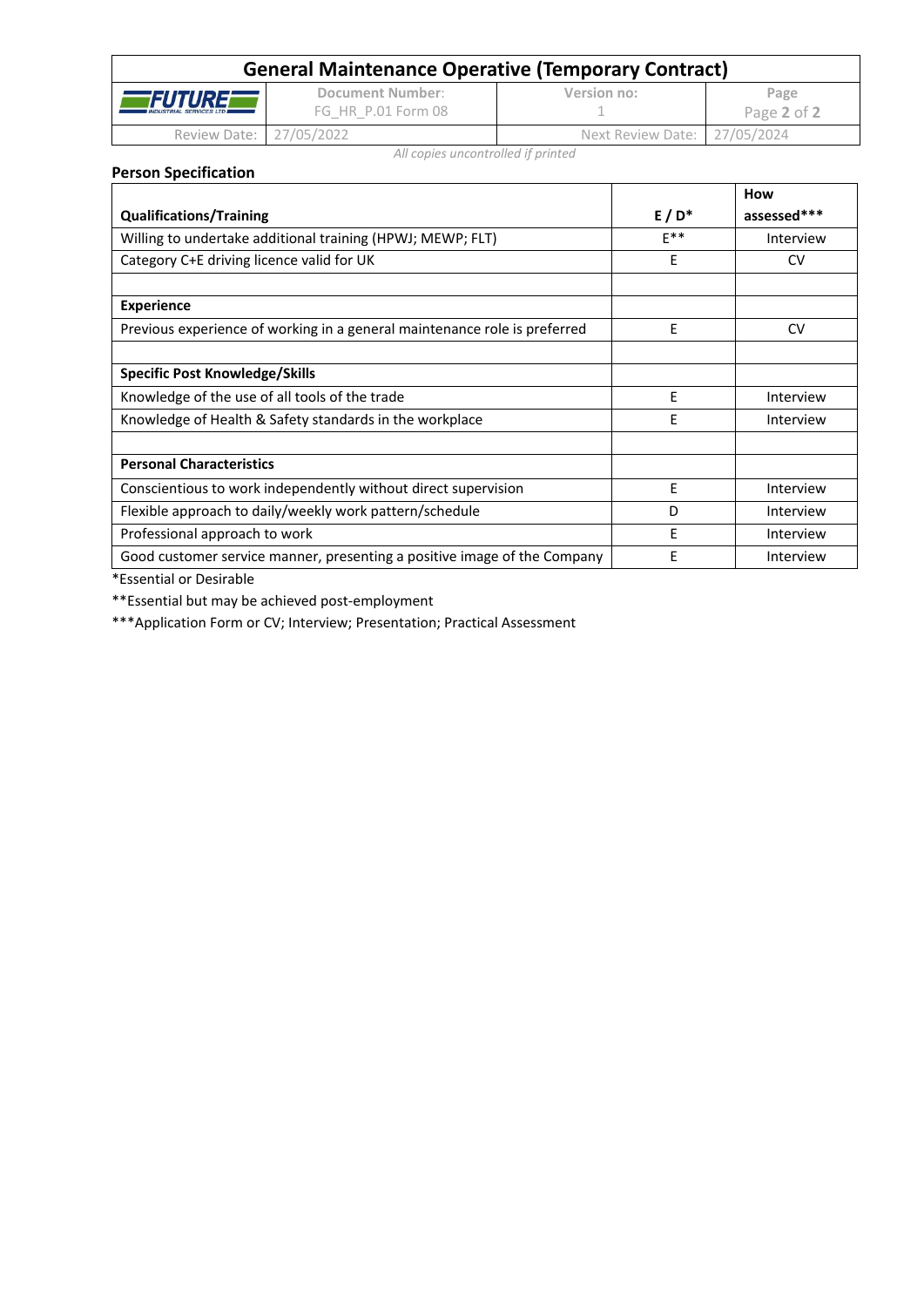## Person Specification

| Qualifications/Training | E / D* | How assessed*** |
|---|---|---|
| Willing to undertake additional training (HPWJ; MEWP; FLT) | E** | Interview |
| Category C+E driving licence valid for UK | E | CV |
| | | |
| **Experience** | | |
| Previous experience of working in a general maintenance role is preferred | E | CV |
| | | |
| **Specific Post Knowledge/Skills** | | |
| Knowledge of the use of all tools of the trade | E | Interview |
| Knowledge of Health & Safety standards in the workplace | E | Interview |
| | | |
| **Personal Characteristics** | | |
| Conscientious to work independently without direct supervision | E | Interview |
| Flexible approach to daily/weekly work pattern/schedule | D | Interview |
| Professional approach to work | E | Interview |
| Good customer service manner, presenting a positive image of the Company | E | Interview |

*Essential or Desirable

**Essential but may be achieved post-employment

***Application Form or CV; Interview; Presentation; Practical Assessment